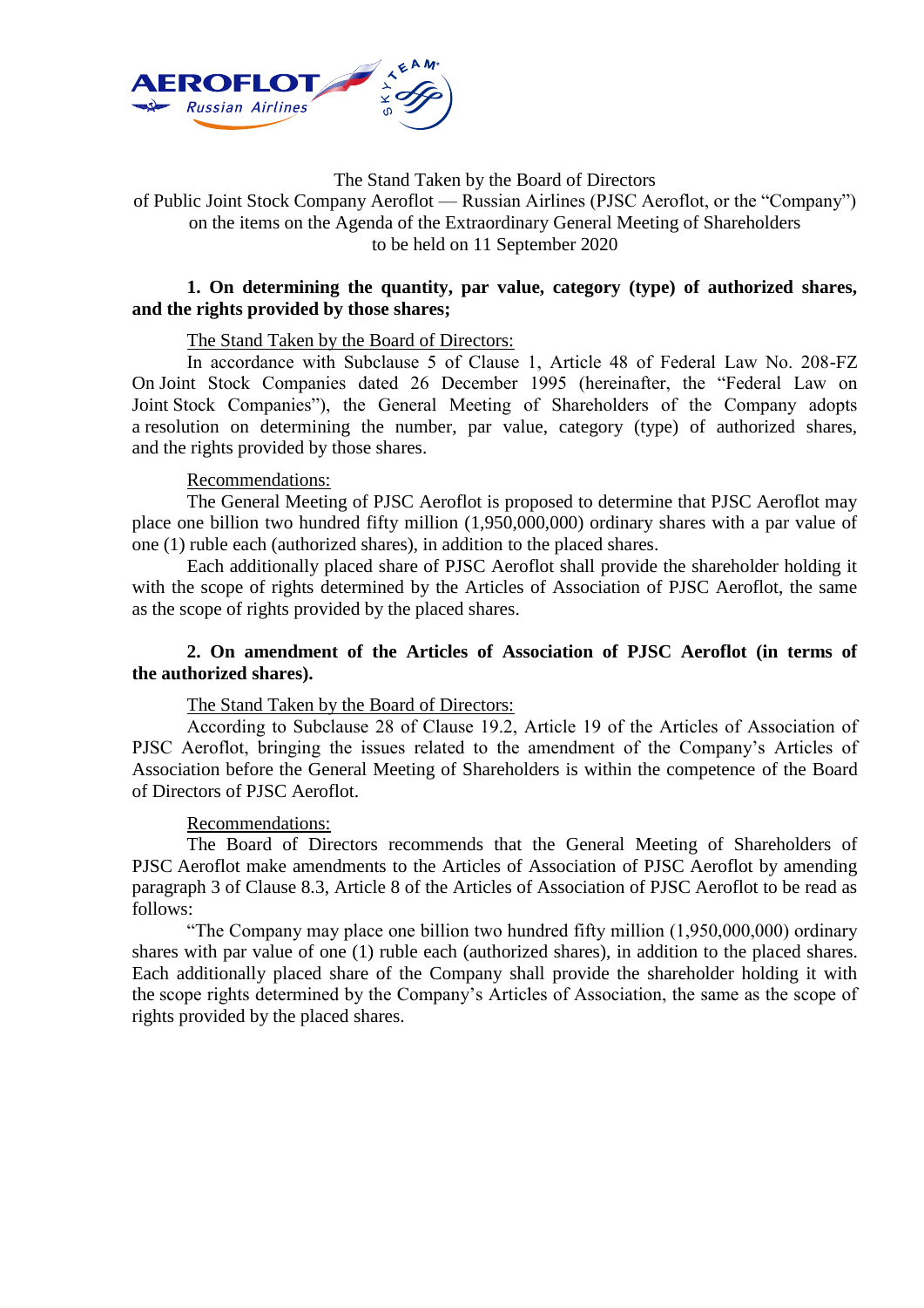The Stand Taken by the Board of Directors
of Public Joint Stock Company Aeroflot — Russian Airlines (PJSC Aeroflot, or the "Company")
on the items on the Agenda of the Extraordinary General Meeting of Shareholders
to be held on 11 September 2020

**1. On determining the quantity, par value, category (type) of authorized shares, and the rights provided by those shares;**

The Stand Taken by the Board of Directors:

In accordance with Subclause 5 of Clause 1, Article 48 of Federal Law No. 208-FZ On Joint Stock Companies dated 26 December 1995 (hereinafter, the "Federal Law on Joint Stock Companies"), the General Meeting of Shareholders of the Company adopts a resolution on determining the number, par value, category (type) of authorized shares, and the rights provided by those shares.

Recommendations:

The General Meeting of PJSC Aeroflot is proposed to determine that PJSC Aeroflot may place one billion two hundred fifty million (1,950,000,000) ordinary shares with a par value of one (1) ruble each (authorized shares), in addition to the placed shares.

Each additionally placed share of PJSC Aeroflot shall provide the shareholder holding it with the scope of rights determined by the Articles of Association of PJSC Aeroflot, the same as the scope of rights provided by the placed shares.

**2. On amendment of the Articles of Association of PJSC Aeroflot (in terms of the authorized shares).**

The Stand Taken by the Board of Directors:

According to Subclause 28 of Clause 19.2, Article 19 of the Articles of Association of PJSC Aeroflot, bringing the issues related to the amendment of the Company's Articles of Association before the General Meeting of Shareholders is within the competence of the Board of Directors of PJSC Aeroflot.

Recommendations:

The Board of Directors recommends that the General Meeting of Shareholders of PJSC Aeroflot make amendments to the Articles of Association of PJSC Aeroflot by amending paragraph 3 of Clause 8.3, Article 8 of the Articles of Association of PJSC Aeroflot to be read as follows:

"The Company may place one billion two hundred fifty million (1,950,000,000) ordinary shares with par value of one (1) ruble each (authorized shares), in addition to the placed shares. Each additionally placed share of the Company shall provide the shareholder holding it with the scope rights determined by the Company's Articles of Association, the same as the scope of rights provided by the placed shares.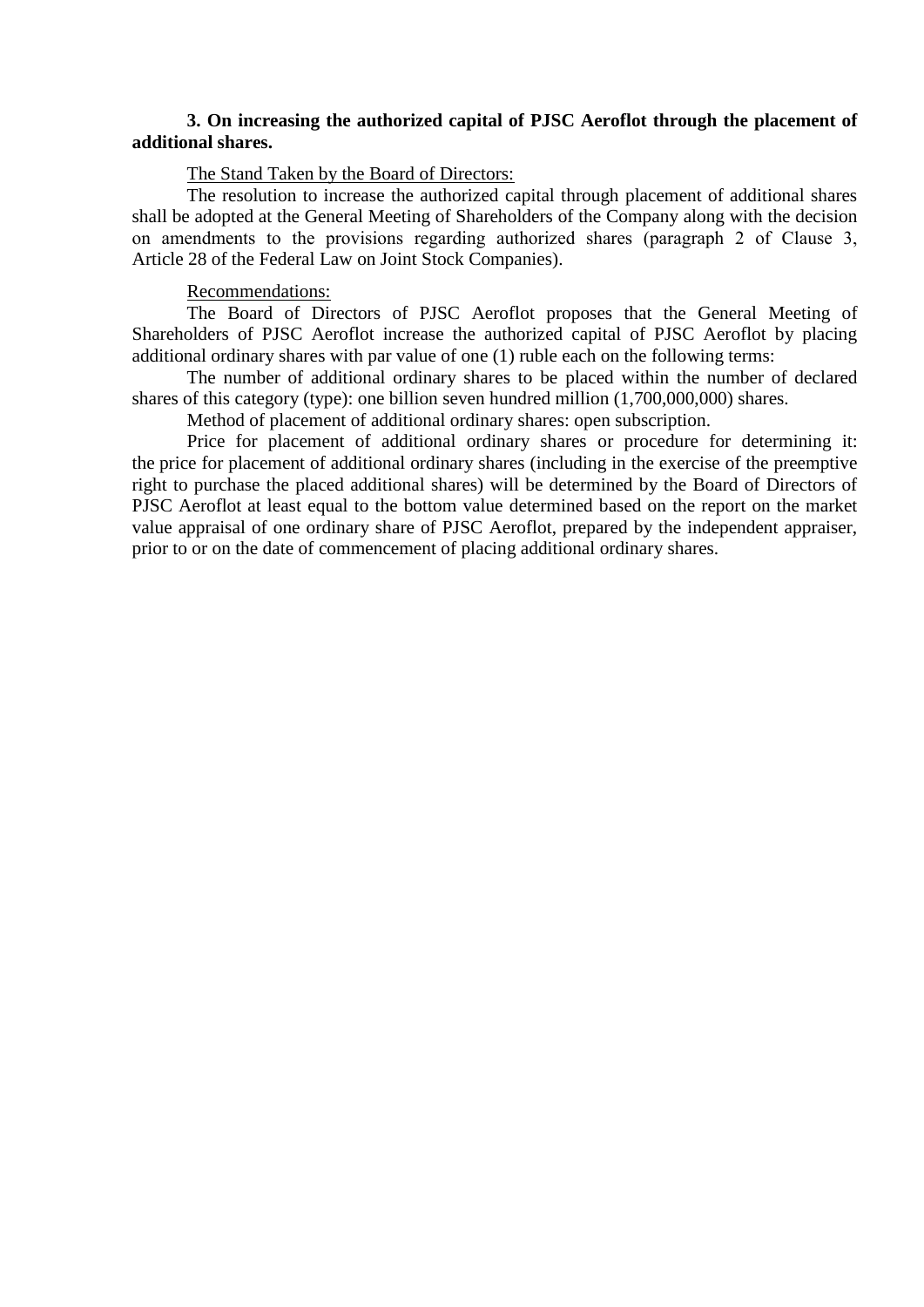**3. On increasing the authorized capital of PJSC Aeroflot through the placement of additional shares.**

The Stand Taken by the Board of Directors:

The resolution to increase the authorized capital through placement of additional shares shall be adopted at the General Meeting of Shareholders of the Company along with the decision on amendments to the provisions regarding authorized shares (paragraph 2 of Clause 3, Article 28 of the Federal Law on Joint Stock Companies).

Recommendations:

The Board of Directors of PJSC Aeroflot proposes that the General Meeting of Shareholders of PJSC Aeroflot increase the authorized capital of PJSC Aeroflot by placing additional ordinary shares with par value of one (1) ruble each on the following terms:

The number of additional ordinary shares to be placed within the number of declared shares of this category (type): one billion seven hundred million (1,700,000,000) shares.

Method of placement of additional ordinary shares: open subscription.

Price for placement of additional ordinary shares or procedure for determining it: the price for placement of additional ordinary shares (including in the exercise of the preemptive right to purchase the placed additional shares) will be determined by the Board of Directors of PJSC Aeroflot at least equal to the bottom value determined based on the report on the market value appraisal of one ordinary share of PJSC Aeroflot, prepared by the independent appraiser, prior to or on the date of commencement of placing additional ordinary shares.